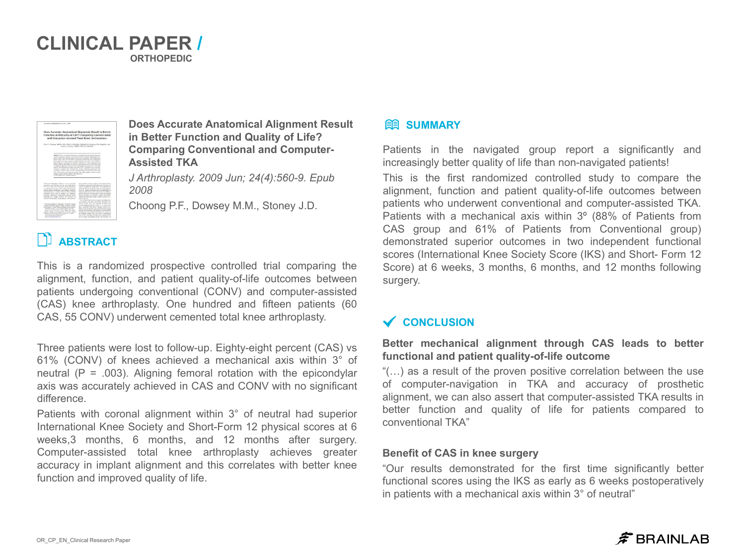# CLINICAL PAPER / ORTHOPEDIC

### Does Accurate Anatomical Alignment Result in Better Function and Quality of Life? Comparing Conventional and Computer-Assisted TKA

*J Arthroplasty. 2009 Jun; 24(4):560-9. Epub 2008*

Choong P.F., Dowsey M.M., Stoney J.D.

## ABSTRACT

This is a randomized prospective controlled trial comparing the alignment, function, and patient quality-of-life outcomes between patients undergoing conventional (CONV) and computer-assisted (CAS) knee arthroplasty. One hundred and fifteen patients (60 CAS, 55 CONV) underwent cemented total knee arthroplasty.

Three patients were lost to follow-up. Eighty-eight percent (CAS) vs 61% (CONV) of knees achieved a mechanical axis within 3° of neutral ($P = .003$). Aligning femoral rotation with the epicondylar axis was accurately achieved in CAS and CONV with no significant difference.

Patients with coronal alignment within 3° of neutral had superior International Knee Society and Short-Form 12 physical scores at 6 weeks,3 months, 6 months, and 12 months after surgery. Computer-assisted total knee arthroplasty achieves greater accuracy in implant alignment and this correlates with better knee function and improved quality of life.

## SUMMARY

Patients in the navigated group report a significantly and increasingly better quality of life than non-navigated patients!

This is the first randomized controlled study to compare the alignment, function and patient quality-of-life outcomes between patients who underwent conventional and computer-assisted TKA. Patients with a mechanical axis within 3º (88% of Patients from CAS group and 61% of Patients from Conventional group) demonstrated superior outcomes in two independent functional scores (International Knee Society Score (IKS) and Short- Form 12 Score) at 6 weeks, 3 months, 6 months, and 12 months following surgery.

## CONCLUSION

**Better mechanical alignment through CAS leads to better functional and patient quality-of-life outcome**

"(…) as a result of the proven positive correlation between the use of computer-navigation in TKA and accuracy of prosthetic alignment, we can also assert that computer-assisted TKA results in better function and quality of life for patients compared to conventional TKA"

**Benefit of CAS in knee surgery**

"Our results demonstrated for the first time significantly better functional scores using the IKS as early as 6 weeks postoperatively in patients with a mechanical axis within 3° of neutral"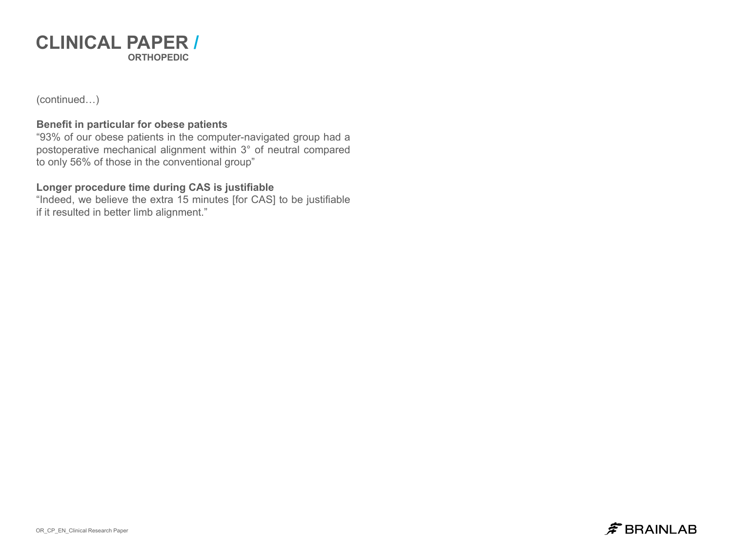# CLINICAL PAPER / ORTHOPEDIC

(continued…)

**Benefit in particular for obese patients**
“93% of our obese patients in the computer-navigated group had a postoperative mechanical alignment within 3° of neutral compared to only 56% of those in the conventional group”

**Longer procedure time during CAS is justifiable**
“Indeed, we believe the extra 15 minutes [for CAS] to be justifiable if it resulted in better limb alignment.”